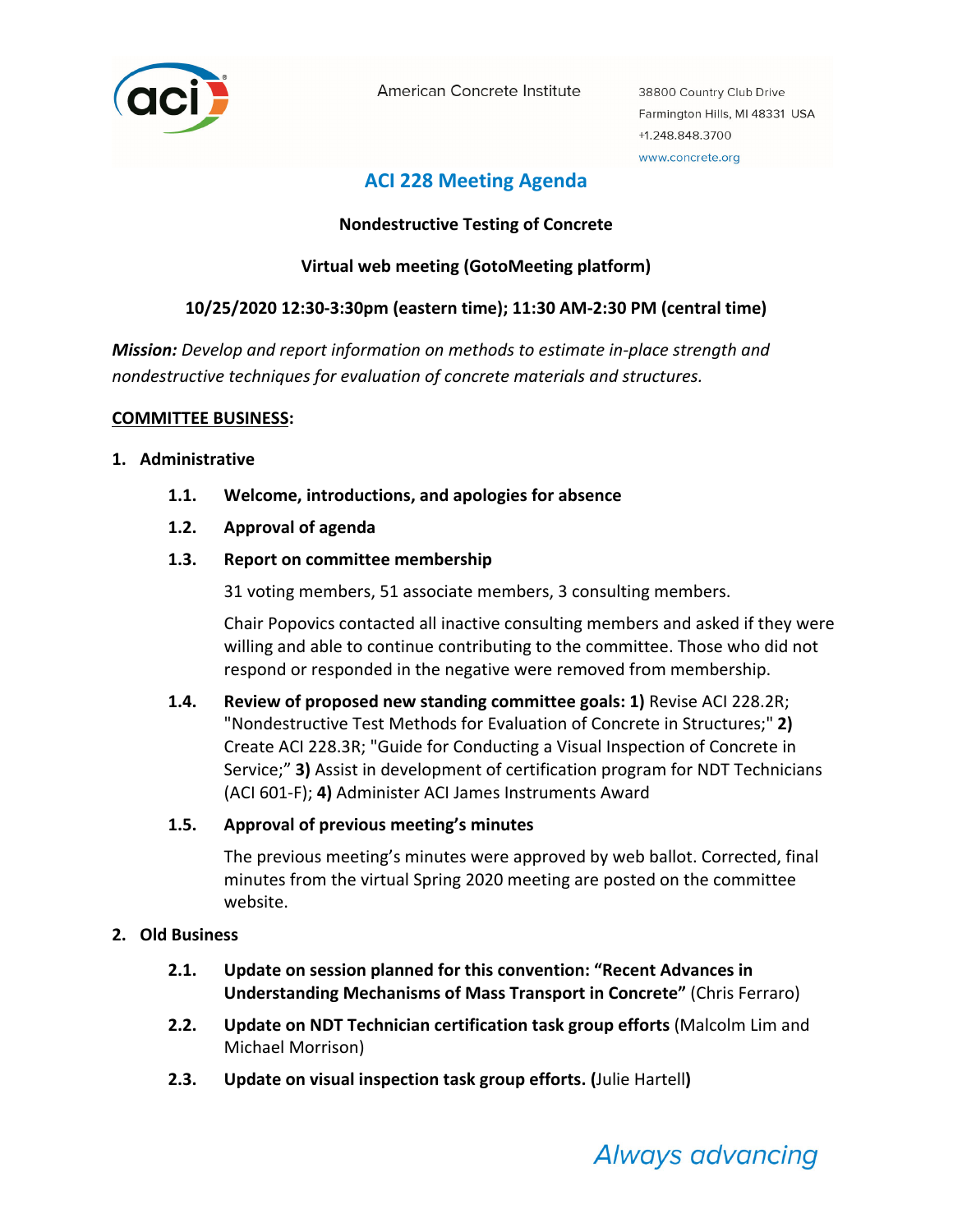American Concrete Institute

38800 Country Club Drive
Farmington Hills, MI 48331 USA
+1.248.848.3700
www.concrete.org

# ACI 228 Meeting Agenda

**Nondestructive Testing of Concrete**

**Virtual web meeting (GotoMeeting platform)**

**10/25/2020 12:30-3:30pm (eastern time); 11:30 AM-2:30 PM (central time)**

***Mission:*** *Develop and report information on methods to estimate in-place strength and nondestructive techniques for evaluation of concrete materials and structures.*

**COMMITTEE BUSINESS:**

**1. Administrative**

**1.1. Welcome, introductions, and apologies for absence**

**1.2. Approval of agenda**

**1.3. Report on committee membership**

31 voting members, 51 associate members, 3 consulting members.

Chair Popovics contacted all inactive consulting members and asked if they were willing and able to continue contributing to the committee. Those who did not respond or responded in the negative were removed from membership.

**1.4. Review of proposed new standing committee goals: 1)** Revise ACI 228.2R; "Nondestructive Test Methods for Evaluation of Concrete in Structures;" **2)** Create ACI 228.3R; "Guide for Conducting a Visual Inspection of Concrete in Service;" **3)** Assist in development of certification program for NDT Technicians (ACI 601-F); **4)** Administer ACI James Instruments Award

**1.5. Approval of previous meeting's minutes**

The previous meeting's minutes were approved by web ballot. Corrected, final minutes from the virtual Spring 2020 meeting are posted on the committee website.

**2. Old Business**

**2.1. Update on session planned for this convention: "Recent Advances in Understanding Mechanisms of Mass Transport in Concrete"** (Chris Ferraro)

**2.2. Update on NDT Technician certification task group efforts** (Malcolm Lim and Michael Morrison)

**2.3. Update on visual inspection task group efforts. (**Julie Hartell**)**

*Always advancing*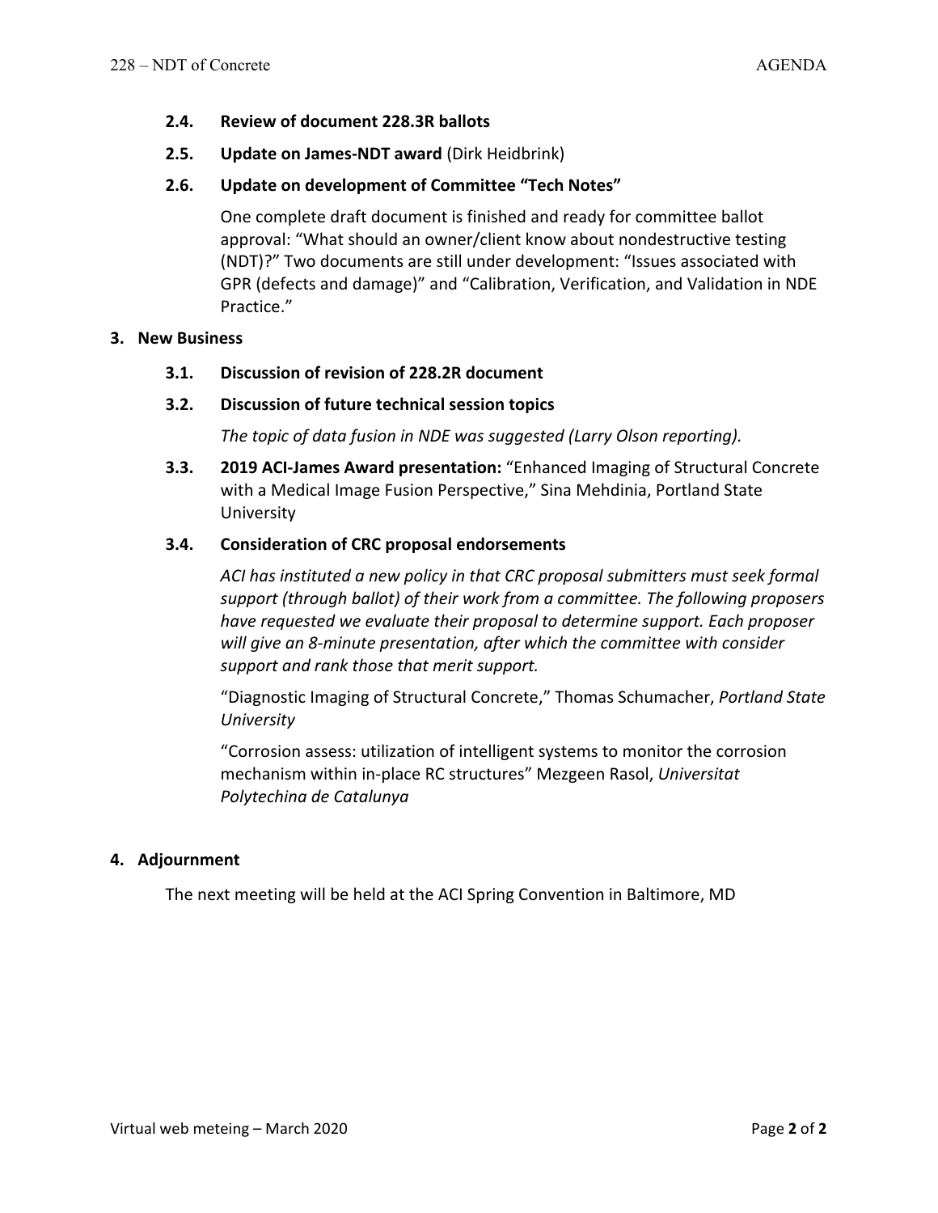**2.4. Review of document 228.3R ballots**

**2.5. Update on James-NDT award** (Dirk Heidbrink)

**2.6. Update on development of Committee "Tech Notes"**

One complete draft document is finished and ready for committee ballot approval: "What should an owner/client know about nondestructive testing (NDT)?" Two documents are still under development: "Issues associated with GPR (defects and damage)" and "Calibration, Verification, and Validation in NDE Practice."

**3. New Business**

**3.1. Discussion of revision of 228.2R document**

**3.2. Discussion of future technical session topics**

*The topic of data fusion in NDE was suggested (Larry Olson reporting).*

**3.3. 2019 ACI-James Award presentation:** "Enhanced Imaging of Structural Concrete with a Medical Image Fusion Perspective," Sina Mehdinia, Portland State University

**3.4. Consideration of CRC proposal endorsements**

*ACI has instituted a new policy in that CRC proposal submitters must seek formal support (through ballot) of their work from a committee. The following proposers have requested we evaluate their proposal to determine support. Each proposer will give an 8-minute presentation, after which the committee with consider support and rank those that merit support.*

"Diagnostic Imaging of Structural Concrete," Thomas Schumacher, *Portland State University*

"Corrosion assess: utilization of intelligent systems to monitor the corrosion mechanism within in-place RC structures" Mezgeen Rasol, *Universitat Polytechina de Catalunya*

**4. Adjournment**

The next meeting will be held at the ACI Spring Convention in Baltimore, MD